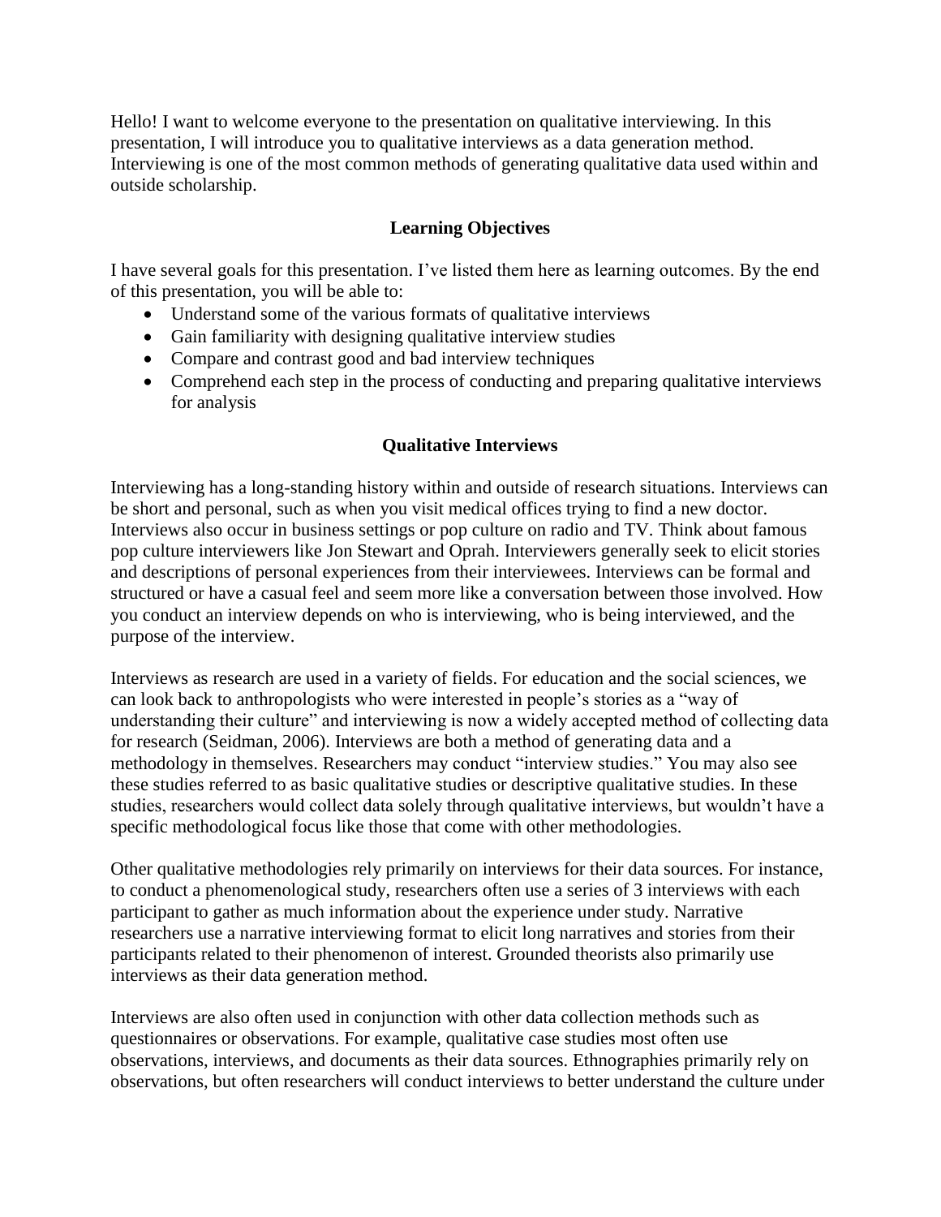Hello! I want to welcome everyone to the presentation on qualitative interviewing. In this presentation, I will introduce you to qualitative interviews as a data generation method. Interviewing is one of the most common methods of generating qualitative data used within and outside scholarship.

## Learning Objectives

I have several goals for this presentation. I've listed them here as learning outcomes. By the end of this presentation, you will be able to:

- Understand some of the various formats of qualitative interviews
- Gain familiarity with designing qualitative interview studies
- Compare and contrast good and bad interview techniques
- Comprehend each step in the process of conducting and preparing qualitative interviews for analysis

## Qualitative Interviews

Interviewing has a long-standing history within and outside of research situations. Interviews can be short and personal, such as when you visit medical offices trying to find a new doctor. Interviews also occur in business settings or pop culture on radio and TV. Think about famous pop culture interviewers like Jon Stewart and Oprah. Interviewers generally seek to elicit stories and descriptions of personal experiences from their interviewees. Interviews can be formal and structured or have a casual feel and seem more like a conversation between those involved. How you conduct an interview depends on who is interviewing, who is being interviewed, and the purpose of the interview.

Interviews as research are used in a variety of fields. For education and the social sciences, we can look back to anthropologists who were interested in people's stories as a "way of understanding their culture" and interviewing is now a widely accepted method of collecting data for research (Seidman, 2006). Interviews are both a method of generating data and a methodology in themselves. Researchers may conduct "interview studies." You may also see these studies referred to as basic qualitative studies or descriptive qualitative studies. In these studies, researchers would collect data solely through qualitative interviews, but wouldn't have a specific methodological focus like those that come with other methodologies.

Other qualitative methodologies rely primarily on interviews for their data sources. For instance, to conduct a phenomenological study, researchers often use a series of 3 interviews with each participant to gather as much information about the experience under study. Narrative researchers use a narrative interviewing format to elicit long narratives and stories from their participants related to their phenomenon of interest. Grounded theorists also primarily use interviews as their data generation method.

Interviews are also often used in conjunction with other data collection methods such as questionnaires or observations. For example, qualitative case studies most often use observations, interviews, and documents as their data sources. Ethnographies primarily rely on observations, but often researchers will conduct interviews to better understand the culture under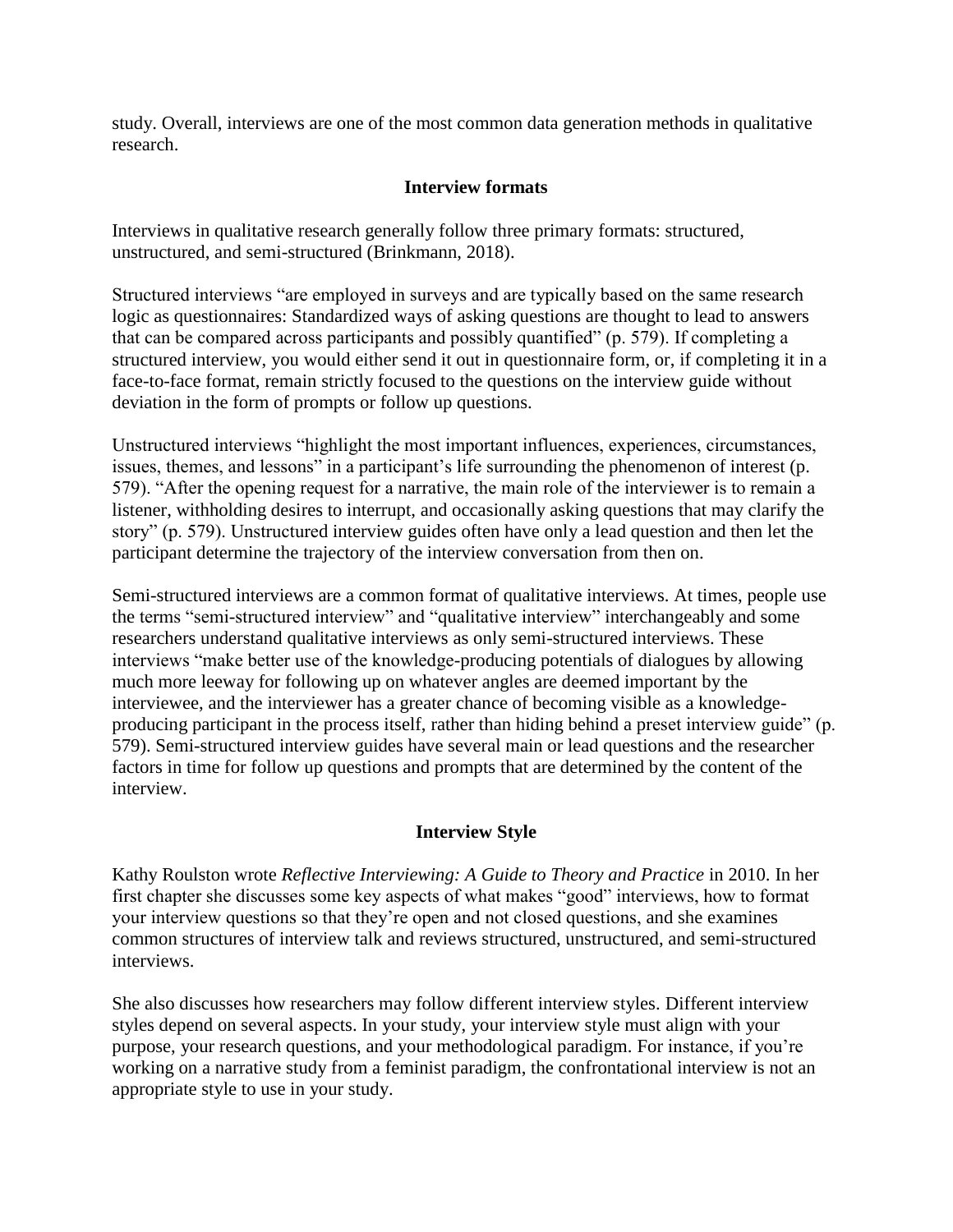study. Overall, interviews are one of the most common data generation methods in qualitative research.

## Interview formats

Interviews in qualitative research generally follow three primary formats: structured, unstructured, and semi-structured (Brinkmann, 2018).

Structured interviews "are employed in surveys and are typically based on the same research logic as questionnaires: Standardized ways of asking questions are thought to lead to answers that can be compared across participants and possibly quantified" (p. 579). If completing a structured interview, you would either send it out in questionnaire form, or, if completing it in a face-to-face format, remain strictly focused to the questions on the interview guide without deviation in the form of prompts or follow up questions.

Unstructured interviews "highlight the most important influences, experiences, circumstances, issues, themes, and lessons" in a participant's life surrounding the phenomenon of interest (p. 579). "After the opening request for a narrative, the main role of the interviewer is to remain a listener, withholding desires to interrupt, and occasionally asking questions that may clarify the story" (p. 579). Unstructured interview guides often have only a lead question and then let the participant determine the trajectory of the interview conversation from then on.

Semi-structured interviews are a common format of qualitative interviews. At times, people use the terms "semi-structured interview" and "qualitative interview" interchangeably and some researchers understand qualitative interviews as only semi-structured interviews. These interviews "make better use of the knowledge-producing potentials of dialogues by allowing much more leeway for following up on whatever angles are deemed important by the interviewee, and the interviewer has a greater chance of becoming visible as a knowledge-producing participant in the process itself, rather than hiding behind a preset interview guide" (p. 579). Semi-structured interview guides have several main or lead questions and the researcher factors in time for follow up questions and prompts that are determined by the content of the interview.

## Interview Style

Kathy Roulston wrote *Reflective Interviewing: A Guide to Theory and Practice* in 2010. In her first chapter she discusses some key aspects of what makes "good" interviews, how to format your interview questions so that they're open and not closed questions, and she examines common structures of interview talk and reviews structured, unstructured, and semi-structured interviews.

She also discusses how researchers may follow different interview styles. Different interview styles depend on several aspects. In your study, your interview style must align with your purpose, your research questions, and your methodological paradigm. For instance, if you're working on a narrative study from a feminist paradigm, the confrontational interview is not an appropriate style to use in your study.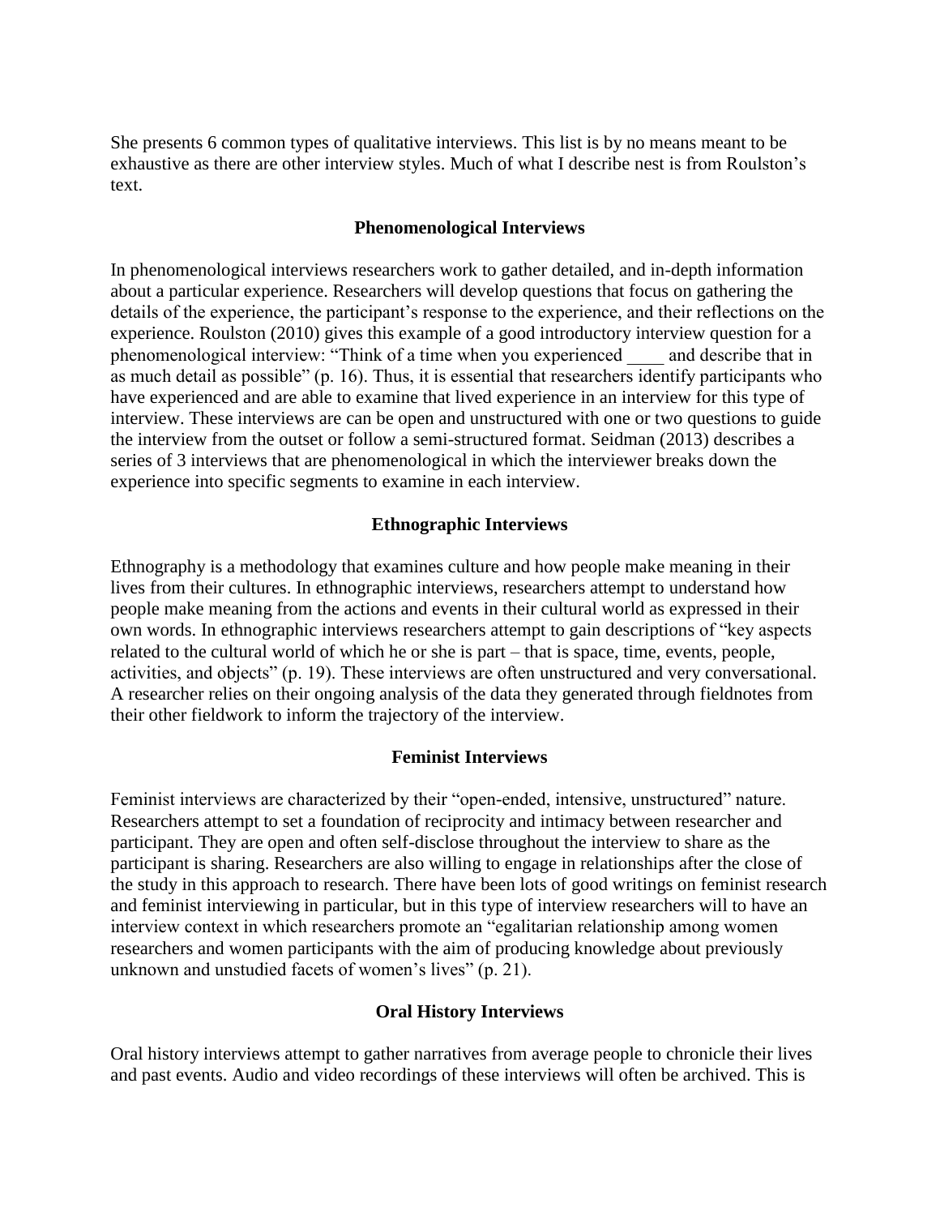She presents 6 common types of qualitative interviews. This list is by no means meant to be exhaustive as there are other interview styles. Much of what I describe nest is from Roulston's text.

### Phenomenological Interviews

In phenomenological interviews researchers work to gather detailed, and in-depth information about a particular experience. Researchers will develop questions that focus on gathering the details of the experience, the participant's response to the experience, and their reflections on the experience. Roulston (2010) gives this example of a good introductory interview question for a phenomenological interview: "Think of a time when you experienced ____ and describe that in as much detail as possible" (p. 16). Thus, it is essential that researchers identify participants who have experienced and are able to examine that lived experience in an interview for this type of interview. These interviews are can be open and unstructured with one or two questions to guide the interview from the outset or follow a semi-structured format. Seidman (2013) describes a series of 3 interviews that are phenomenological in which the interviewer breaks down the experience into specific segments to examine in each interview.

### Ethnographic Interviews

Ethnography is a methodology that examines culture and how people make meaning in their lives from their cultures. In ethnographic interviews, researchers attempt to understand how people make meaning from the actions and events in their cultural world as expressed in their own words. In ethnographic interviews researchers attempt to gain descriptions of "key aspects related to the cultural world of which he or she is part – that is space, time, events, people, activities, and objects" (p. 19). These interviews are often unstructured and very conversational. A researcher relies on their ongoing analysis of the data they generated through fieldnotes from their other fieldwork to inform the trajectory of the interview.

### Feminist Interviews

Feminist interviews are characterized by their "open-ended, intensive, unstructured" nature. Researchers attempt to set a foundation of reciprocity and intimacy between researcher and participant. They are open and often self-disclose throughout the interview to share as the participant is sharing. Researchers are also willing to engage in relationships after the close of the study in this approach to research. There have been lots of good writings on feminist research and feminist interviewing in particular, but in this type of interview researchers will to have an interview context in which researchers promote an "egalitarian relationship among women researchers and women participants with the aim of producing knowledge about previously unknown and unstudied facets of women's lives" (p. 21).

### Oral History Interviews

Oral history interviews attempt to gather narratives from average people to chronicle their lives and past events. Audio and video recordings of these interviews will often be archived. This is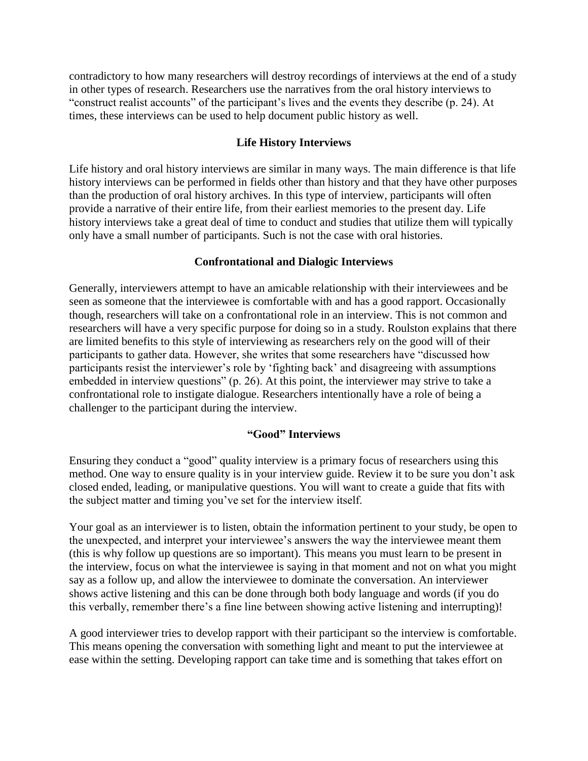contradictory to how many researchers will destroy recordings of interviews at the end of a study in other types of research. Researchers use the narratives from the oral history interviews to "construct realist accounts" of the participant's lives and the events they describe (p. 24). At times, these interviews can be used to help document public history as well.

### Life History Interviews

Life history and oral history interviews are similar in many ways. The main difference is that life history interviews can be performed in fields other than history and that they have other purposes than the production of oral history archives. In this type of interview, participants will often provide a narrative of their entire life, from their earliest memories to the present day. Life history interviews take a great deal of time to conduct and studies that utilize them will typically only have a small number of participants. Such is not the case with oral histories.

### Confrontational and Dialogic Interviews

Generally, interviewers attempt to have an amicable relationship with their interviewees and be seen as someone that the interviewee is comfortable with and has a good rapport. Occasionally though, researchers will take on a confrontational role in an interview. This is not common and researchers will have a very specific purpose for doing so in a study. Roulston explains that there are limited benefits to this style of interviewing as researchers rely on the good will of their participants to gather data. However, she writes that some researchers have "discussed how participants resist the interviewer's role by 'fighting back' and disagreeing with assumptions embedded in interview questions" (p. 26). At this point, the interviewer may strive to take a confrontational role to instigate dialogue. Researchers intentionally have a role of being a challenger to the participant during the interview.

### "Good" Interviews

Ensuring they conduct a "good" quality interview is a primary focus of researchers using this method. One way to ensure quality is in your interview guide. Review it to be sure you don't ask closed ended, leading, or manipulative questions. You will want to create a guide that fits with the subject matter and timing you've set for the interview itself.

Your goal as an interviewer is to listen, obtain the information pertinent to your study, be open to the unexpected, and interpret your interviewee's answers the way the interviewee meant them (this is why follow up questions are so important). This means you must learn to be present in the interview, focus on what the interviewee is saying in that moment and not on what you might say as a follow up, and allow the interviewee to dominate the conversation. An interviewer shows active listening and this can be done through both body language and words (if you do this verbally, remember there's a fine line between showing active listening and interrupting)!

A good interviewer tries to develop rapport with their participant so the interview is comfortable. This means opening the conversation with something light and meant to put the interviewee at ease within the setting. Developing rapport can take time and is something that takes effort on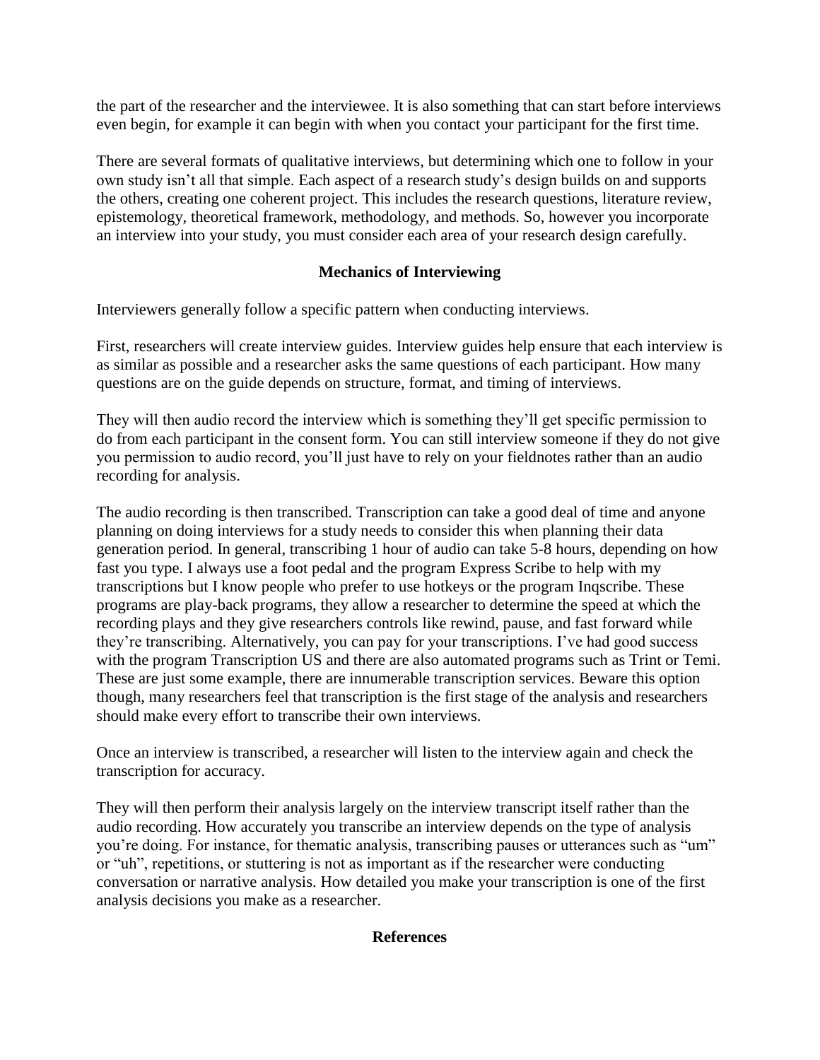the part of the researcher and the interviewee. It is also something that can start before interviews even begin, for example it can begin with when you contact your participant for the first time.

There are several formats of qualitative interviews, but determining which one to follow in your own study isn't all that simple. Each aspect of a research study's design builds on and supports the others, creating one coherent project. This includes the research questions, literature review, epistemology, theoretical framework, methodology, and methods. So, however you incorporate an interview into your study, you must consider each area of your research design carefully.

## Mechanics of Interviewing

Interviewers generally follow a specific pattern when conducting interviews.

First, researchers will create interview guides. Interview guides help ensure that each interview is as similar as possible and a researcher asks the same questions of each participant. How many questions are on the guide depends on structure, format, and timing of interviews.

They will then audio record the interview which is something they'll get specific permission to do from each participant in the consent form. You can still interview someone if they do not give you permission to audio record, you'll just have to rely on your fieldnotes rather than an audio recording for analysis.

The audio recording is then transcribed. Transcription can take a good deal of time and anyone planning on doing interviews for a study needs to consider this when planning their data generation period. In general, transcribing 1 hour of audio can take 5-8 hours, depending on how fast you type. I always use a foot pedal and the program Express Scribe to help with my transcriptions but I know people who prefer to use hotkeys or the program Inqscribe. These programs are play-back programs, they allow a researcher to determine the speed at which the recording plays and they give researchers controls like rewind, pause, and fast forward while they're transcribing. Alternatively, you can pay for your transcriptions. I've had good success with the program Transcription US and there are also automated programs such as Trint or Temi. These are just some example, there are innumerable transcription services. Beware this option though, many researchers feel that transcription is the first stage of the analysis and researchers should make every effort to transcribe their own interviews.

Once an interview is transcribed, a researcher will listen to the interview again and check the transcription for accuracy.

They will then perform their analysis largely on the interview transcript itself rather than the audio recording. How accurately you transcribe an interview depends on the type of analysis you're doing. For instance, for thematic analysis, transcribing pauses or utterances such as "um" or "uh", repetitions, or stuttering is not as important as if the researcher were conducting conversation or narrative analysis. How detailed you make your transcription is one of the first analysis decisions you make as a researcher.

## References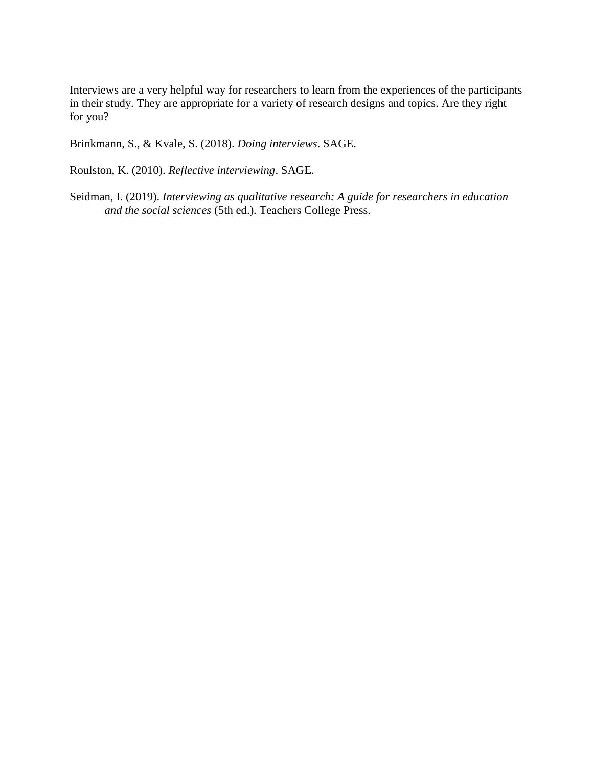Interviews are a very helpful way for researchers to learn from the experiences of the participants in their study. They are appropriate for a variety of research designs and topics. Are they right for you?

Brinkmann, S., & Kvale, S. (2018). *Doing interviews*. SAGE.

Roulston, K. (2010). *Reflective interviewing*. SAGE.

Seidman, I. (2019). *Interviewing as qualitative research: A guide for researchers in education and the social sciences* (5th ed.). Teachers College Press.